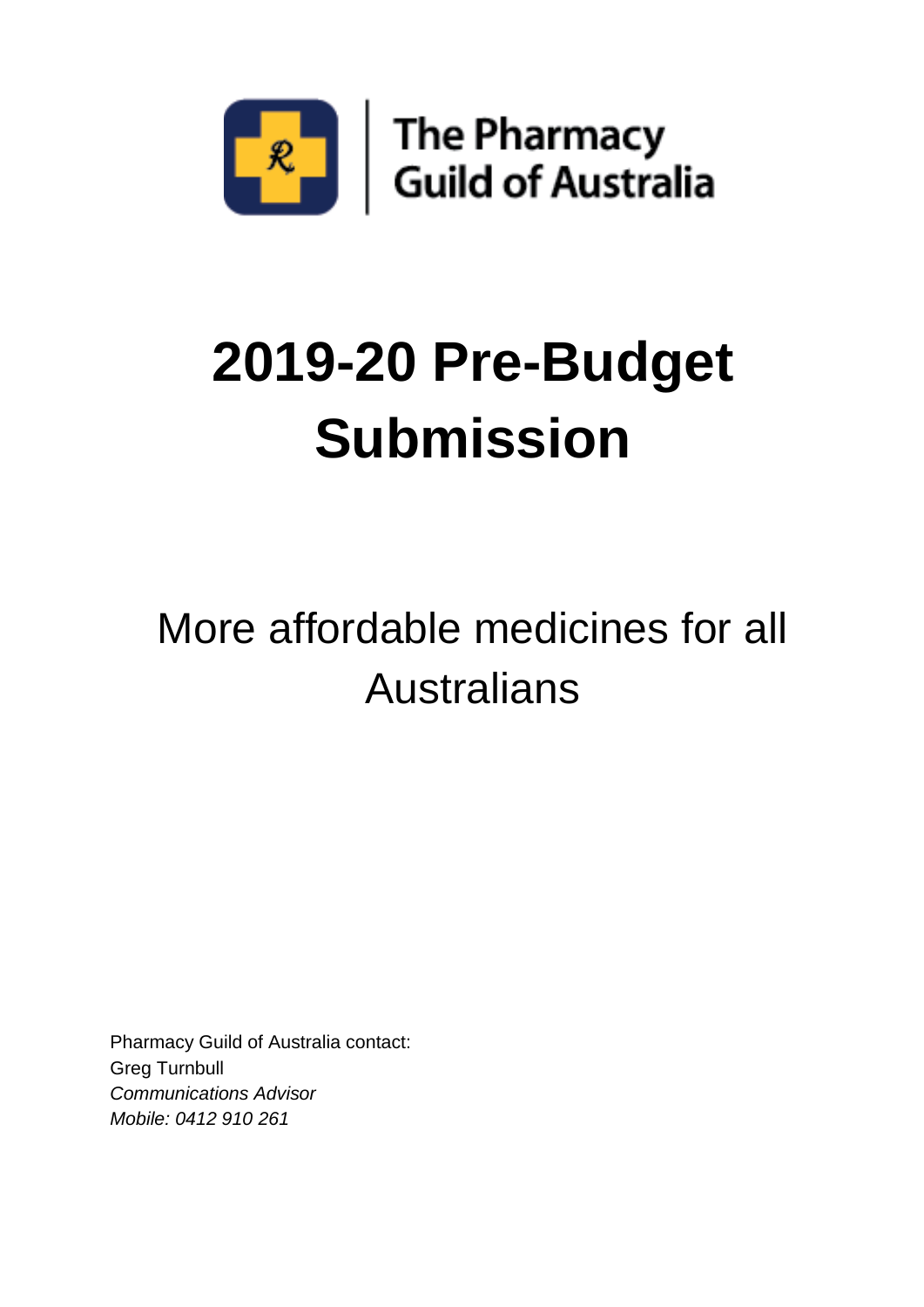The Pharmacy Guild of Australia

# 2019-20 Pre-Budget Submission

## More affordable medicines for all Australians

Pharmacy Guild of Australia contact:
Greg Turnbull
*Communications Advisor*
*Mobile: 0412 910 261*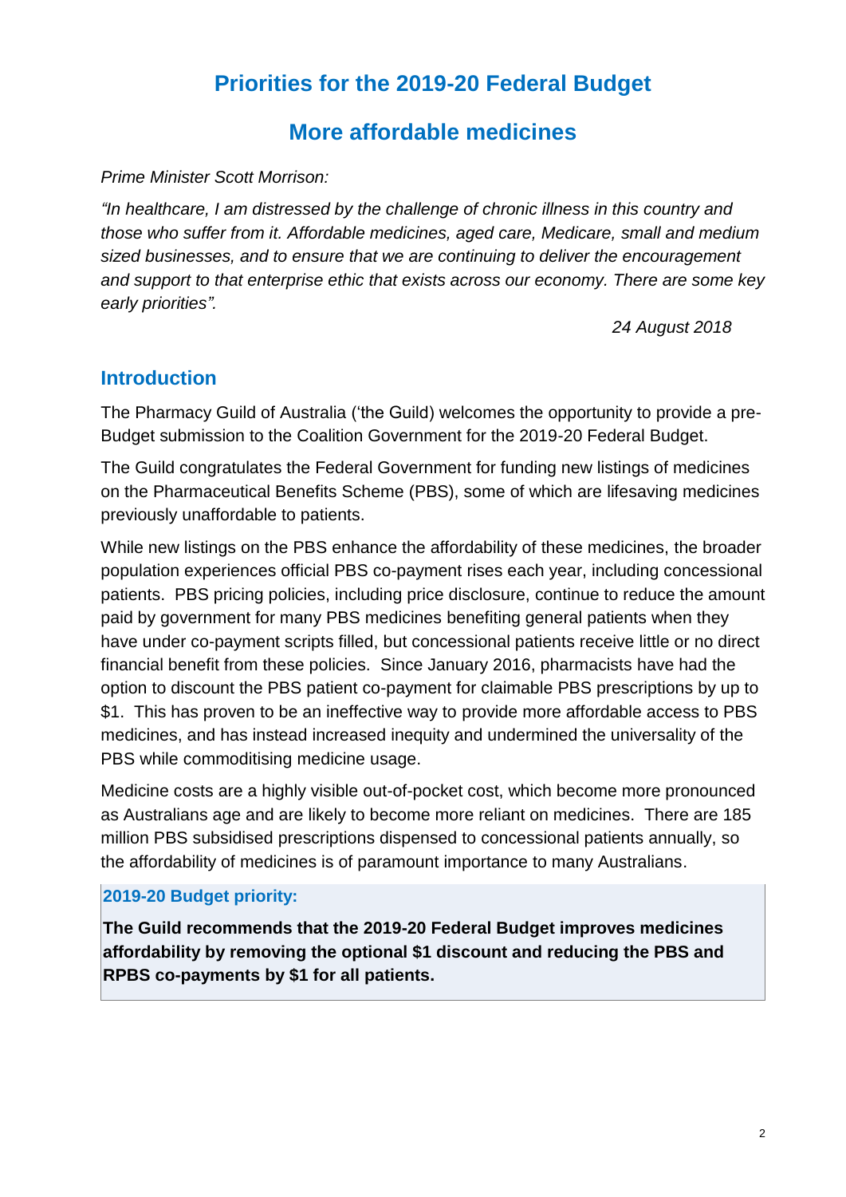# Priorities for the 2019-20 Federal Budget

## More affordable medicines

*Prime Minister Scott Morrison:*

*"In healthcare, I am distressed by the challenge of chronic illness in this country and those who suffer from it. Affordable medicines, aged care, Medicare, small and medium sized businesses, and to ensure that we are continuing to deliver the encouragement and support to that enterprise ethic that exists across our economy. There are some key early priorities".*

*24 August 2018*

## Introduction

The Pharmacy Guild of Australia ('the Guild) welcomes the opportunity to provide a pre-Budget submission to the Coalition Government for the 2019-20 Federal Budget.

The Guild congratulates the Federal Government for funding new listings of medicines on the Pharmaceutical Benefits Scheme (PBS), some of which are lifesaving medicines previously unaffordable to patients.

While new listings on the PBS enhance the affordability of these medicines, the broader population experiences official PBS co-payment rises each year, including concessional patients. PBS pricing policies, including price disclosure, continue to reduce the amount paid by government for many PBS medicines benefiting general patients when they have under co-payment scripts filled, but concessional patients receive little or no direct financial benefit from these policies. Since January 2016, pharmacists have had the option to discount the PBS patient co-payment for claimable PBS prescriptions by up to $1. This has proven to be an ineffective way to provide more affordable access to PBS medicines, and has instead increased inequity and undermined the universality of the PBS while commoditising medicine usage.

Medicine costs are a highly visible out-of-pocket cost, which become more pronounced as Australians age and are likely to become more reliant on medicines. There are 185 million PBS subsidised prescriptions dispensed to concessional patients annually, so the affordability of medicines is of paramount importance to many Australians.

**2019-20 Budget priority:**

**The Guild recommends that the 2019-20 Federal Budget improves medicines affordability by removing the optional $1 discount and reducing the PBS and RPBS co-payments by $1 for all patients.**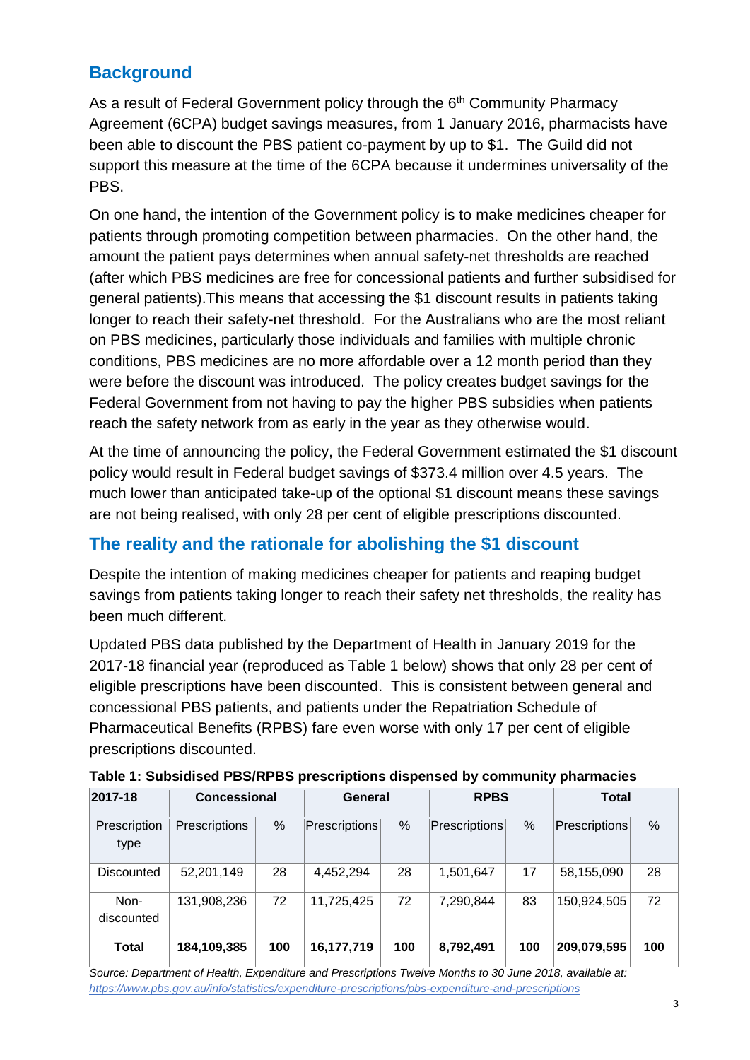## Background

As a result of Federal Government policy through the 6[th] Community Pharmacy Agreement (6CPA) budget savings measures, from 1 January 2016, pharmacists have been able to discount the PBS patient co-payment by up to $1. The Guild did not support this measure at the time of the 6CPA because it undermines universality of the PBS.

On one hand, the intention of the Government policy is to make medicines cheaper for patients through promoting competition between pharmacies. On the other hand, the amount the patient pays determines when annual safety-net thresholds are reached (after which PBS medicines are free for concessional patients and further subsidised for general patients).This means that accessing the $1 discount results in patients taking longer to reach their safety-net threshold. For the Australians who are the most reliant on PBS medicines, particularly those individuals and families with multiple chronic conditions, PBS medicines are no more affordable over a 12 month period than they were before the discount was introduced. The policy creates budget savings for the Federal Government from not having to pay the higher PBS subsidies when patients reach the safety network from as early in the year as they otherwise would.

At the time of announcing the policy, the Federal Government estimated the $1 discount policy would result in Federal budget savings of $373.4 million over 4.5 years. The much lower than anticipated take-up of the optional $1 discount means these savings are not being realised, with only 28 per cent of eligible prescriptions discounted.

## The reality and the rationale for abolishing the $1 discount

Despite the intention of making medicines cheaper for patients and reaping budget savings from patients taking longer to reach their safety net thresholds, the reality has been much different.

Updated PBS data published by the Department of Health in January 2019 for the 2017-18 financial year (reproduced as Table 1 below) shows that only 28 per cent of eligible prescriptions have been discounted. This is consistent between general and concessional PBS patients, and patients under the Repatriation Schedule of Pharmaceutical Benefits (RPBS) fare even worse with only 17 per cent of eligible prescriptions discounted.

**Table 1: Subsidised PBS/RPBS prescriptions dispensed by community pharmacies**

| 2017-18 | Concessional | | General | | RPBS | | Total | |
|---|---|---|---|---|---|---|---|---|
| Prescription type | Prescriptions | % | Prescriptions | % | Prescriptions | % | Prescriptions | % |
| Discounted | 52,201,149 | 28 | 4,452,294 | 28 | 1,501,647 | 17 | 58,155,090 | 28 |
| Non-discounted | 131,908,236 | 72 | 11,725,425 | 72 | 7,290,844 | 83 | 150,924,505 | 72 |
| **Total** | **184,109,385** | **100** | **16,177,719** | **100** | **8,792,491** | **100** | **209,079,595** | **100** |

*Source: Department of Health, Expenditure and Prescriptions Twelve Months to 30 June 2018, available at: https://www.pbs.gov.au/info/statistics/expenditure-prescriptions/pbs-expenditure-and-prescriptions*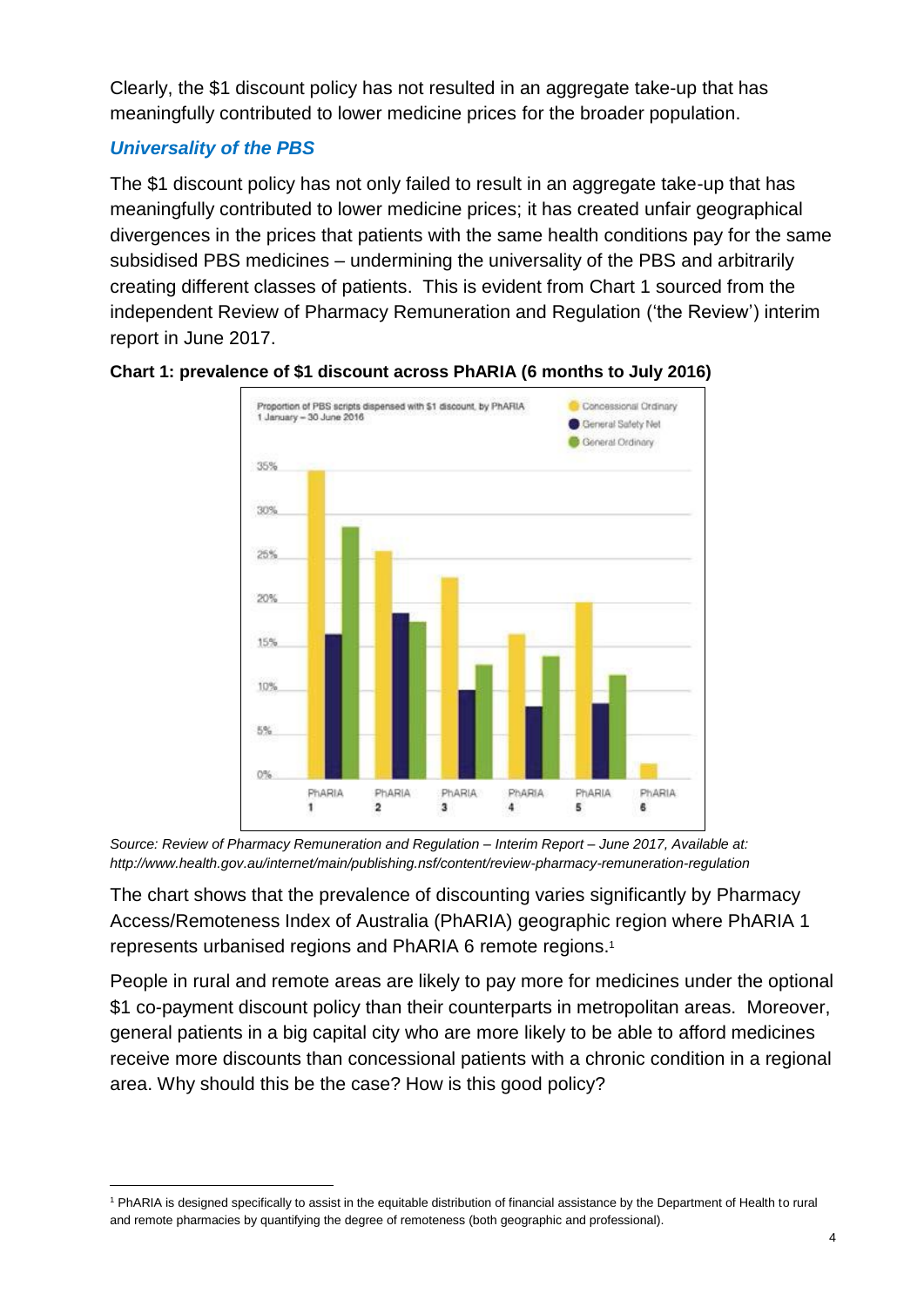Clearly, the $1 discount policy has not resulted in an aggregate take-up that has meaningfully contributed to lower medicine prices for the broader population.

### *Universality of the PBS*

The $1 discount policy has not only failed to result in an aggregate take-up that has meaningfully contributed to lower medicine prices; it has created unfair geographical divergences in the prices that patients with the same health conditions pay for the same subsidised PBS medicines – undermining the universality of the PBS and arbitrarily creating different classes of patients. This is evident from Chart 1 sourced from the independent Review of Pharmacy Remuneration and Regulation ('the Review') interim report in June 2017.

**Chart 1: prevalence of $1 discount across PhARIA (6 months to July 2016)**

*Source: Review of Pharmacy Remuneration and Regulation – Interim Report – June 2017, Available at: http://www.health.gov.au/internet/main/publishing.nsf/content/review-pharmacy-remuneration-regulation*

The chart shows that the prevalence of discounting varies significantly by Pharmacy Access/Remoteness Index of Australia (PhARIA) geographic region where PhARIA 1 represents urbanised regions and PhARIA 6 remote regions.[1]

People in rural and remote areas are likely to pay more for medicines under the optional $1 co-payment discount policy than their counterparts in metropolitan areas. Moreover, general patients in a big capital city who are more likely to be able to afford medicines receive more discounts than concessional patients with a chronic condition in a regional area. Why should this be the case? How is this good policy?

[1] PhARIA is designed specifically to assist in the equitable distribution of financial assistance by the Department of Health to rural and remote pharmacies by quantifying the degree of remoteness (both geographic and professional).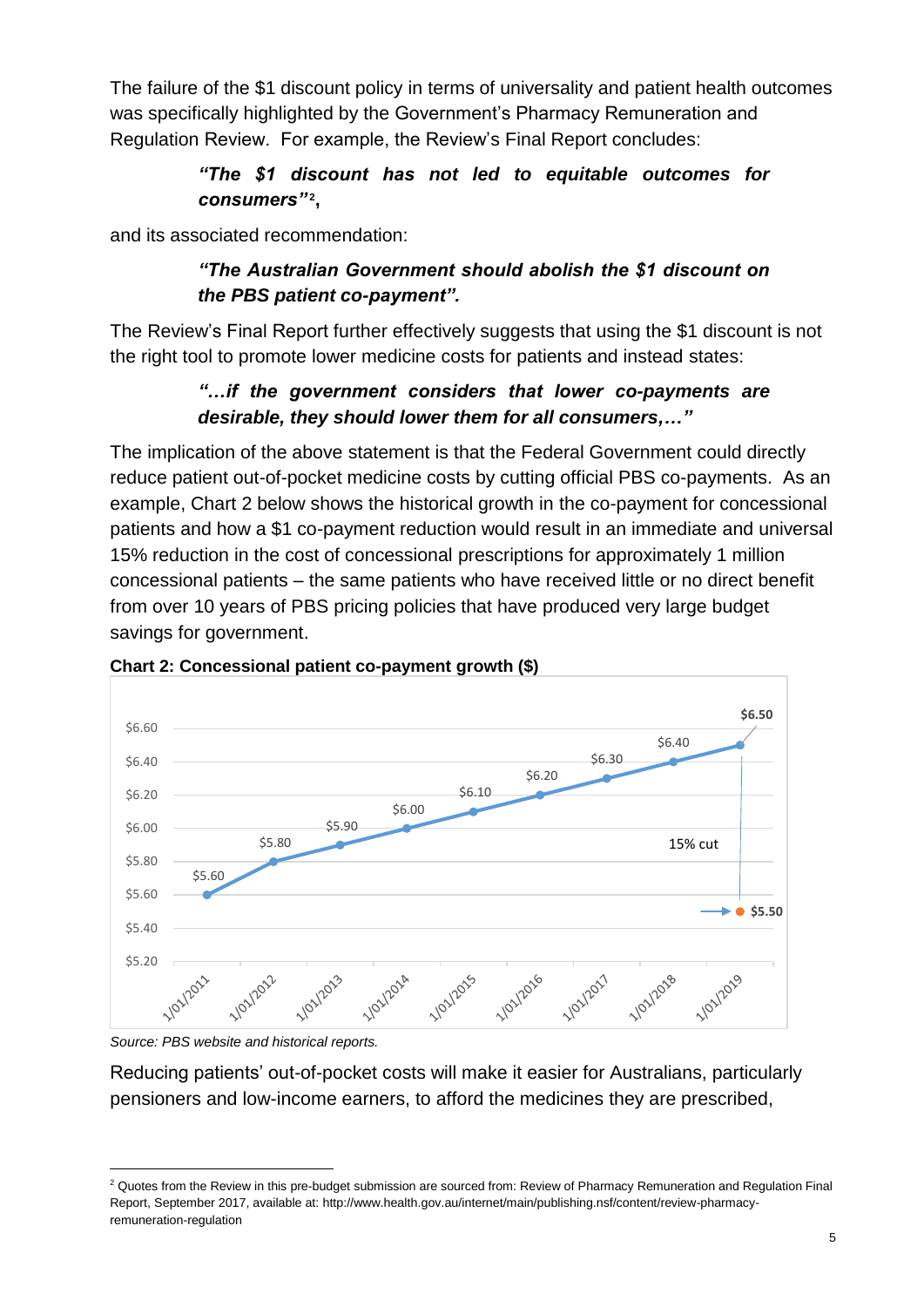The failure of the $1 discount policy in terms of universality and patient health outcomes was specifically highlighted by the Government's Pharmacy Remuneration and Regulation Review. For example, the Review's Final Report concludes:

> ***"The $1 discount has not led to equitable outcomes for consumers"***[2]**,**

and its associated recommendation:

> ***"The Australian Government should abolish the $1 discount on the PBS patient co-payment".***

The Review's Final Report further effectively suggests that using the $1 discount is not the right tool to promote lower medicine costs for patients and instead states:

> ***"…if the government considers that lower co-payments are desirable, they should lower them for all consumers,…"***

The implication of the above statement is that the Federal Government could directly reduce patient out-of-pocket medicine costs by cutting official PBS co-payments. As an example, Chart 2 below shows the historical growth in the co-payment for concessional patients and how a $1 co-payment reduction would result in an immediate and universal 15% reduction in the cost of concessional prescriptions for approximately 1 million concessional patients – the same patients who have received little or no direct benefit from over 10 years of PBS pricing policies that have produced very large budget savings for government.

**Chart 2: Concessional patient co-payment growth ($)**

| Date | Co-payment |
|---|---|
| 1/01/2011 | $5.60 |
| 1/01/2012 | $5.80 |
| 1/01/2013 | $5.90 |
| 1/01/2014 | $6.00 |
| 1/01/2015 | $6.10 |
| 1/01/2016 | $6.20 |
| 1/01/2017 | $6.30 |
| 1/01/2018 | $6.40 |
| 1/01/2019 | $6.50 |
| 1/01/2019 (15% cut) | $5.50 |

*Source: PBS website and historical reports.*

Reducing patients' out-of-pocket costs will make it easier for Australians, particularly pensioners and low-income earners, to afford the medicines they are prescribed,

---

[2] Quotes from the Review in this pre-budget submission are sourced from: Review of Pharmacy Remuneration and Regulation Final Report, September 2017, available at: http://www.health.gov.au/internet/main/publishing.nsf/content/review-pharmacy-remuneration-regulation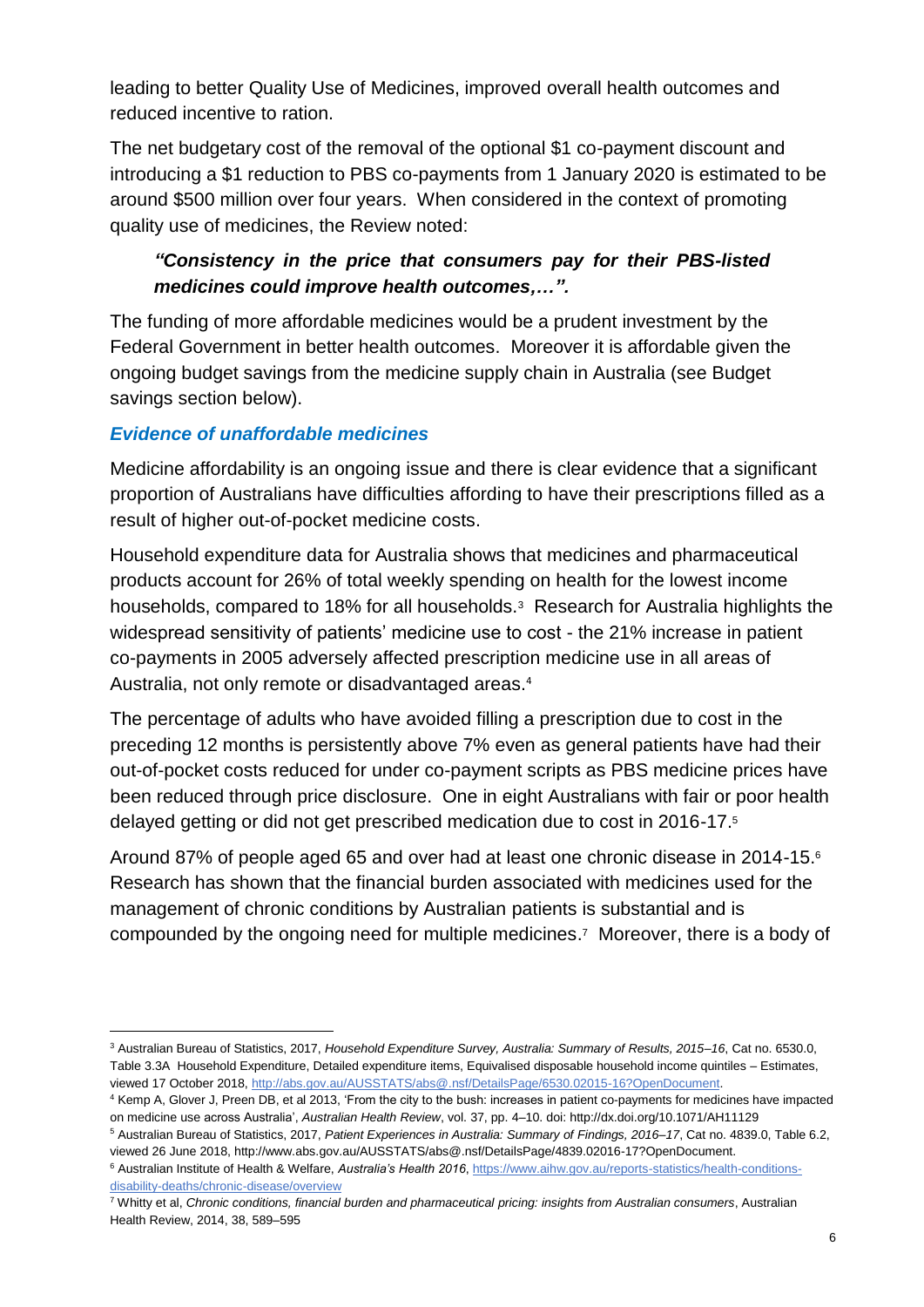leading to better Quality Use of Medicines, improved overall health outcomes and reduced incentive to ration.

The net budgetary cost of the removal of the optional $1 co-payment discount and introducing a $1 reduction to PBS co-payments from 1 January 2020 is estimated to be around $500 million over four years. When considered in the context of promoting quality use of medicines, the Review noted:

> ***"Consistency in the price that consumers pay for their PBS-listed medicines could improve health outcomes,…".***

The funding of more affordable medicines would be a prudent investment by the Federal Government in better health outcomes. Moreover it is affordable given the ongoing budget savings from the medicine supply chain in Australia (see Budget savings section below).

### *Evidence of unaffordable medicines*

Medicine affordability is an ongoing issue and there is clear evidence that a significant proportion of Australians have difficulties affording to have their prescriptions filled as a result of higher out-of-pocket medicine costs.

Household expenditure data for Australia shows that medicines and pharmaceutical products account for 26% of total weekly spending on health for the lowest income households, compared to 18% for all households.[3] Research for Australia highlights the widespread sensitivity of patients' medicine use to cost - the 21% increase in patient co-payments in 2005 adversely affected prescription medicine use in all areas of Australia, not only remote or disadvantaged areas.[4]

The percentage of adults who have avoided filling a prescription due to cost in the preceding 12 months is persistently above 7% even as general patients have had their out-of-pocket costs reduced for under co-payment scripts as PBS medicine prices have been reduced through price disclosure. One in eight Australians with fair or poor health delayed getting or did not get prescribed medication due to cost in 2016-17.[5]

Around 87% of people aged 65 and over had at least one chronic disease in 2014-15.[6] Research has shown that the financial burden associated with medicines used for the management of chronic conditions by Australian patients is substantial and is compounded by the ongoing need for multiple medicines.[7] Moreover, there is a body of

---

[3] Australian Bureau of Statistics, 2017, *Household Expenditure Survey, Australia: Summary of Results, 2015–16*, Cat no. 6530.0, Table 3.3A Household Expenditure, Detailed expenditure items, Equivalised disposable household income quintiles – Estimates, viewed 17 October 2018, http://abs.gov.au/AUSSTATS/abs@.nsf/DetailsPage/6530.02015-16?OpenDocument.

[4] Kemp A, Glover J, Preen DB, et al 2013, 'From the city to the bush: increases in patient co-payments for medicines have impacted on medicine use across Australia', *Australian Health Review*, vol. 37, pp. 4–10. doi: http://dx.doi.org/10.1071/AH11129

[5] Australian Bureau of Statistics, 2017, *Patient Experiences in Australia: Summary of Findings, 2016–17*, Cat no. 4839.0, Table 6.2, viewed 26 June 2018, http://www.abs.gov.au/AUSSTATS/abs@.nsf/DetailsPage/4839.02016-17?OpenDocument.

[6] Australian Institute of Health & Welfare, *Australia's Health 2016*, https://www.aihw.gov.au/reports-statistics/health-conditions-disability-deaths/chronic-disease/overview

[7] Whitty et al, *Chronic conditions, financial burden and pharmaceutical pricing: insights from Australian consumers*, Australian Health Review, 2014, 38, 589–595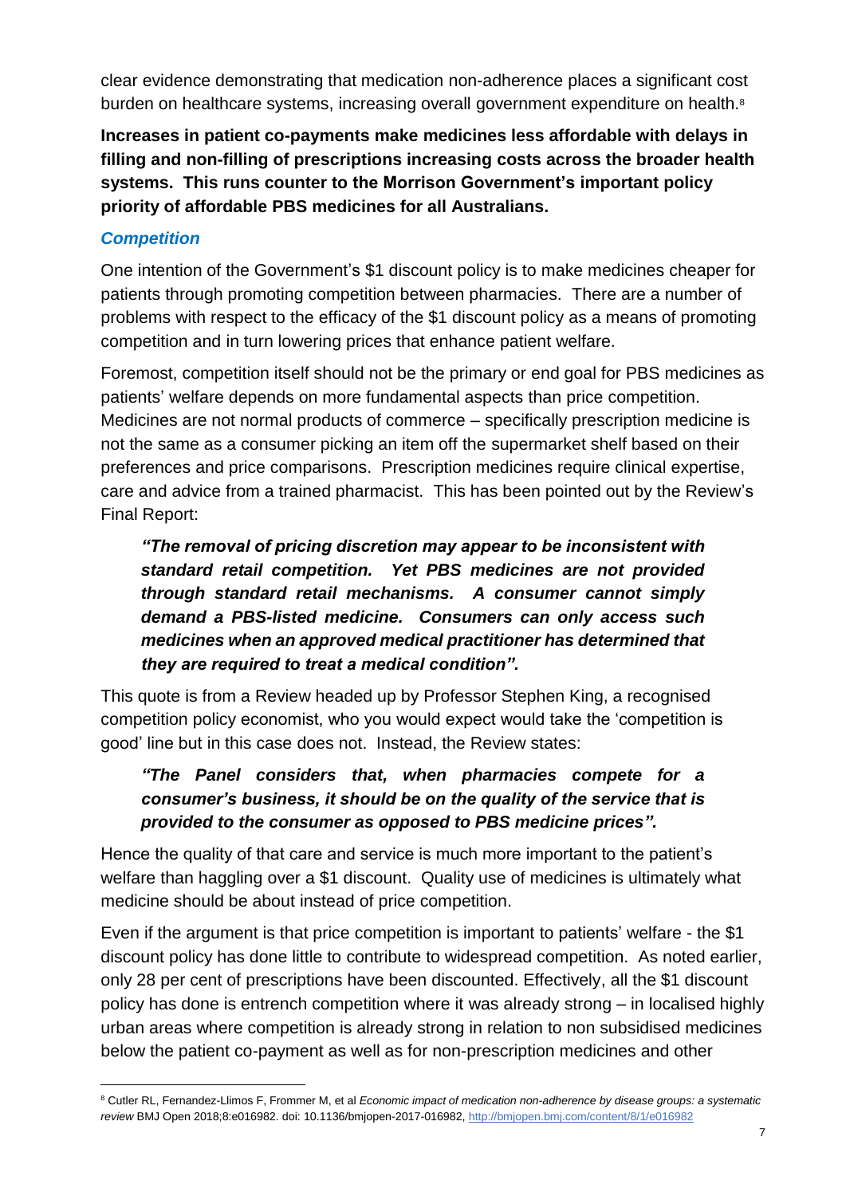clear evidence demonstrating that medication non-adherence places a significant cost burden on healthcare systems, increasing overall government expenditure on health.[8]

**Increases in patient co-payments make medicines less affordable with delays in filling and non-filling of prescriptions increasing costs across the broader health systems. This runs counter to the Morrison Government's important policy priority of affordable PBS medicines for all Australians.**

### *Competition*

One intention of the Government's $1 discount policy is to make medicines cheaper for patients through promoting competition between pharmacies. There are a number of problems with respect to the efficacy of the $1 discount policy as a means of promoting competition and in turn lowering prices that enhance patient welfare.

Foremost, competition itself should not be the primary or end goal for PBS medicines as patients' welfare depends on more fundamental aspects than price competition. Medicines are not normal products of commerce – specifically prescription medicine is not the same as a consumer picking an item off the supermarket shelf based on their preferences and price comparisons. Prescription medicines require clinical expertise, care and advice from a trained pharmacist. This has been pointed out by the Review's Final Report:

> ***"The removal of pricing discretion may appear to be inconsistent with standard retail competition. Yet PBS medicines are not provided through standard retail mechanisms. A consumer cannot simply demand a PBS-listed medicine. Consumers can only access such medicines when an approved medical practitioner has determined that they are required to treat a medical condition".***

This quote is from a Review headed up by Professor Stephen King, a recognised competition policy economist, who you would expect would take the 'competition is good' line but in this case does not. Instead, the Review states:

> ***"The Panel considers that, when pharmacies compete for a consumer's business, it should be on the quality of the service that is provided to the consumer as opposed to PBS medicine prices".***

Hence the quality of that care and service is much more important to the patient's welfare than haggling over a $1 discount. Quality use of medicines is ultimately what medicine should be about instead of price competition.

Even if the argument is that price competition is important to patients' welfare - the $1 discount policy has done little to contribute to widespread competition. As noted earlier, only 28 per cent of prescriptions have been discounted. Effectively, all the $1 discount policy has done is entrench competition where it was already strong – in localised highly urban areas where competition is already strong in relation to non subsidised medicines below the patient co-payment as well as for non-prescription medicines and other

---

[8] Cutler RL, Fernandez-Llimos F, Frommer M, et al *Economic impact of medication non-adherence by disease groups: a systematic review* BMJ Open 2018;8:e016982. doi: 10.1136/bmjopen-2017-016982, http://bmjopen.bmj.com/content/8/1/e016982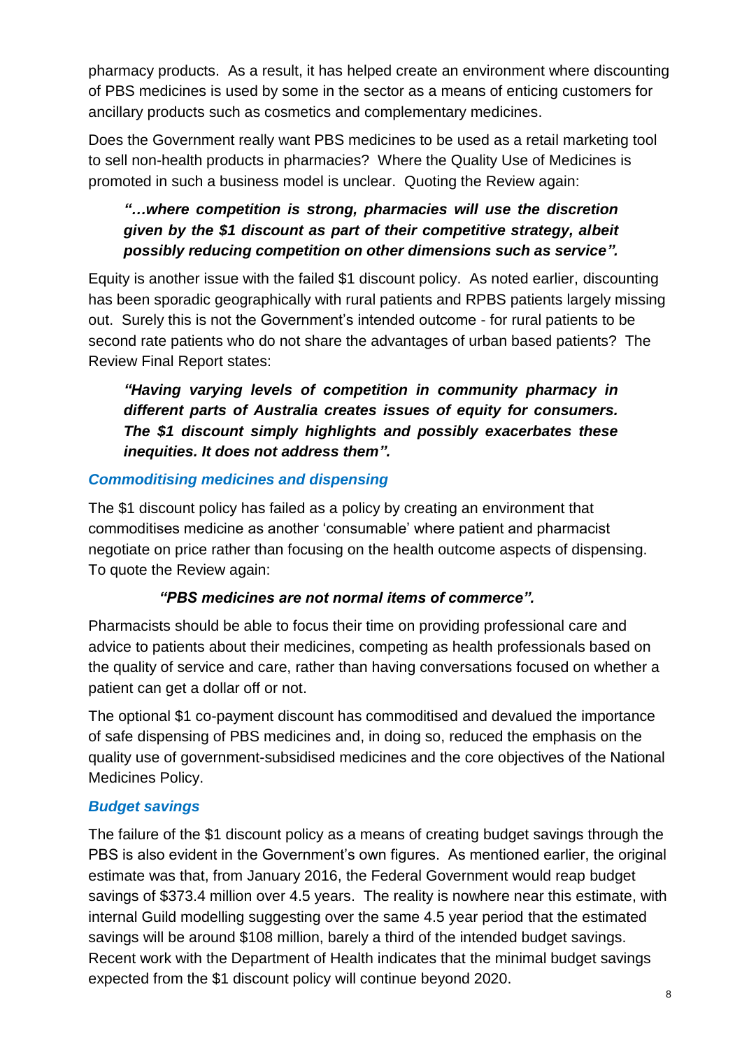pharmacy products. As a result, it has helped create an environment where discounting of PBS medicines is used by some in the sector as a means of enticing customers for ancillary products such as cosmetics and complementary medicines.

Does the Government really want PBS medicines to be used as a retail marketing tool to sell non-health products in pharmacies? Where the Quality Use of Medicines is promoted in such a business model is unclear. Quoting the Review again:

> ***"…where competition is strong, pharmacies will use the discretion given by the $1 discount as part of their competitive strategy, albeit possibly reducing competition on other dimensions such as service".***

Equity is another issue with the failed $1 discount policy. As noted earlier, discounting has been sporadic geographically with rural patients and RPBS patients largely missing out. Surely this is not the Government's intended outcome - for rural patients to be second rate patients who do not share the advantages of urban based patients? The Review Final Report states:

> ***"Having varying levels of competition in community pharmacy in different parts of Australia creates issues of equity for consumers. The $1 discount simply highlights and possibly exacerbates these inequities. It does not address them".***

### *Commoditising medicines and dispensing*

The $1 discount policy has failed as a policy by creating an environment that commoditises medicine as another 'consumable' where patient and pharmacist negotiate on price rather than focusing on the health outcome aspects of dispensing. To quote the Review again:

> ***"PBS medicines are not normal items of commerce".***

Pharmacists should be able to focus their time on providing professional care and advice to patients about their medicines, competing as health professionals based on the quality of service and care, rather than having conversations focused on whether a patient can get a dollar off or not.

The optional $1 co-payment discount has commoditised and devalued the importance of safe dispensing of PBS medicines and, in doing so, reduced the emphasis on the quality use of government-subsidised medicines and the core objectives of the National Medicines Policy.

### *Budget savings*

The failure of the $1 discount policy as a means of creating budget savings through the PBS is also evident in the Government's own figures. As mentioned earlier, the original estimate was that, from January 2016, the Federal Government would reap budget savings of $373.4 million over 4.5 years. The reality is nowhere near this estimate, with internal Guild modelling suggesting over the same 4.5 year period that the estimated savings will be around $108 million, barely a third of the intended budget savings. Recent work with the Department of Health indicates that the minimal budget savings expected from the $1 discount policy will continue beyond 2020.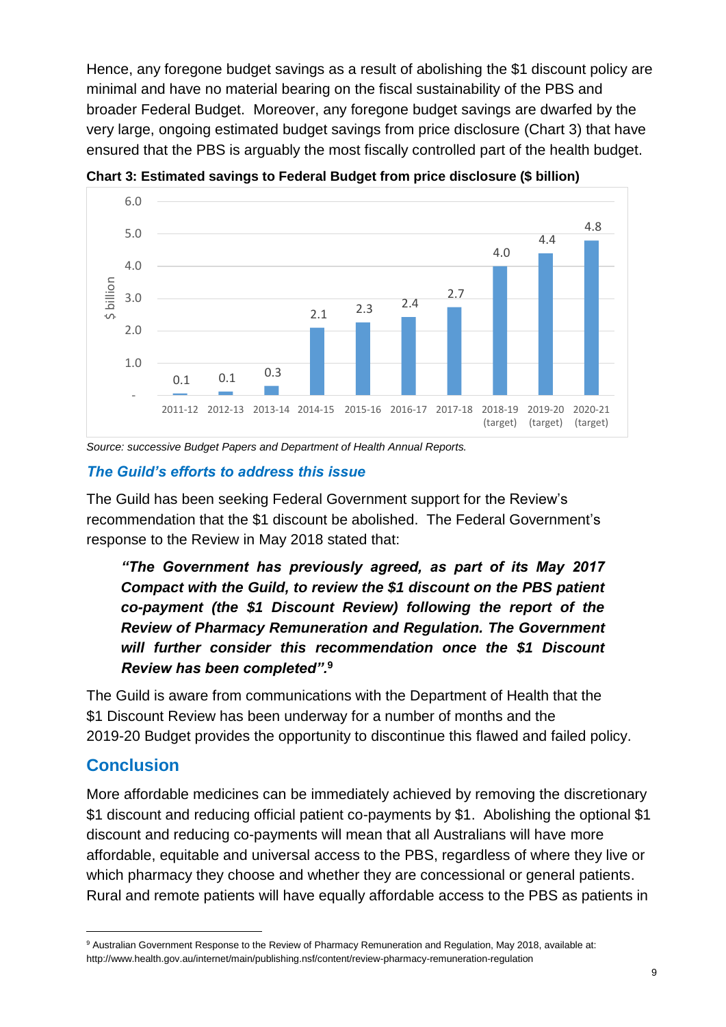Hence, any foregone budget savings as a result of abolishing the $1 discount policy are minimal and have no material bearing on the fiscal sustainability of the PBS and broader Federal Budget. Moreover, any foregone budget savings are dwarfed by the very large, ongoing estimated budget savings from price disclosure (Chart 3) that have ensured that the PBS is arguably the most fiscally controlled part of the health budget.

**Chart 3: Estimated savings to Federal Budget from price disclosure ($ billion)**

| Year | $ billion |
|---|---|
| 2011-12 | 0.1 |
| 2012-13 | 0.1 |
| 2013-14 | 0.3 |
| 2014-15 | 2.1 |
| 2015-16 | 2.3 |
| 2016-17 | 2.4 |
| 2017-18 | 2.7 |
| 2018-19 (target) | 4.0 |
| 2019-20 (target) | 4.4 |
| 2020-21 (target) | 4.8 |

*Source: successive Budget Papers and Department of Health Annual Reports.*

### *The Guild's efforts to address this issue*

The Guild has been seeking Federal Government support for the Review's recommendation that the $1 discount be abolished. The Federal Government's response to the Review in May 2018 stated that:

> ***"The Government has previously agreed, as part of its May 2017 Compact with the Guild, to review the $1 discount on the PBS patient co-payment (the $1 Discount Review) following the report of the Review of Pharmacy Remuneration and Regulation. The Government will further consider this recommendation once the $1 Discount Review has been completed".***[9]

The Guild is aware from communications with the Department of Health that the $1 Discount Review has been underway for a number of months and the 2019-20 Budget provides the opportunity to discontinue this flawed and failed policy.

## Conclusion

More affordable medicines can be immediately achieved by removing the discretionary $1 discount and reducing official patient co-payments by $1. Abolishing the optional $1 discount and reducing co-payments will mean that all Australians will have more affordable, equitable and universal access to the PBS, regardless of where they live or which pharmacy they choose and whether they are concessional or general patients. Rural and remote patients will have equally affordable access to the PBS as patients in

[9] Australian Government Response to the Review of Pharmacy Remuneration and Regulation, May 2018, available at: http://www.health.gov.au/internet/main/publishing.nsf/content/review-pharmacy-remuneration-regulation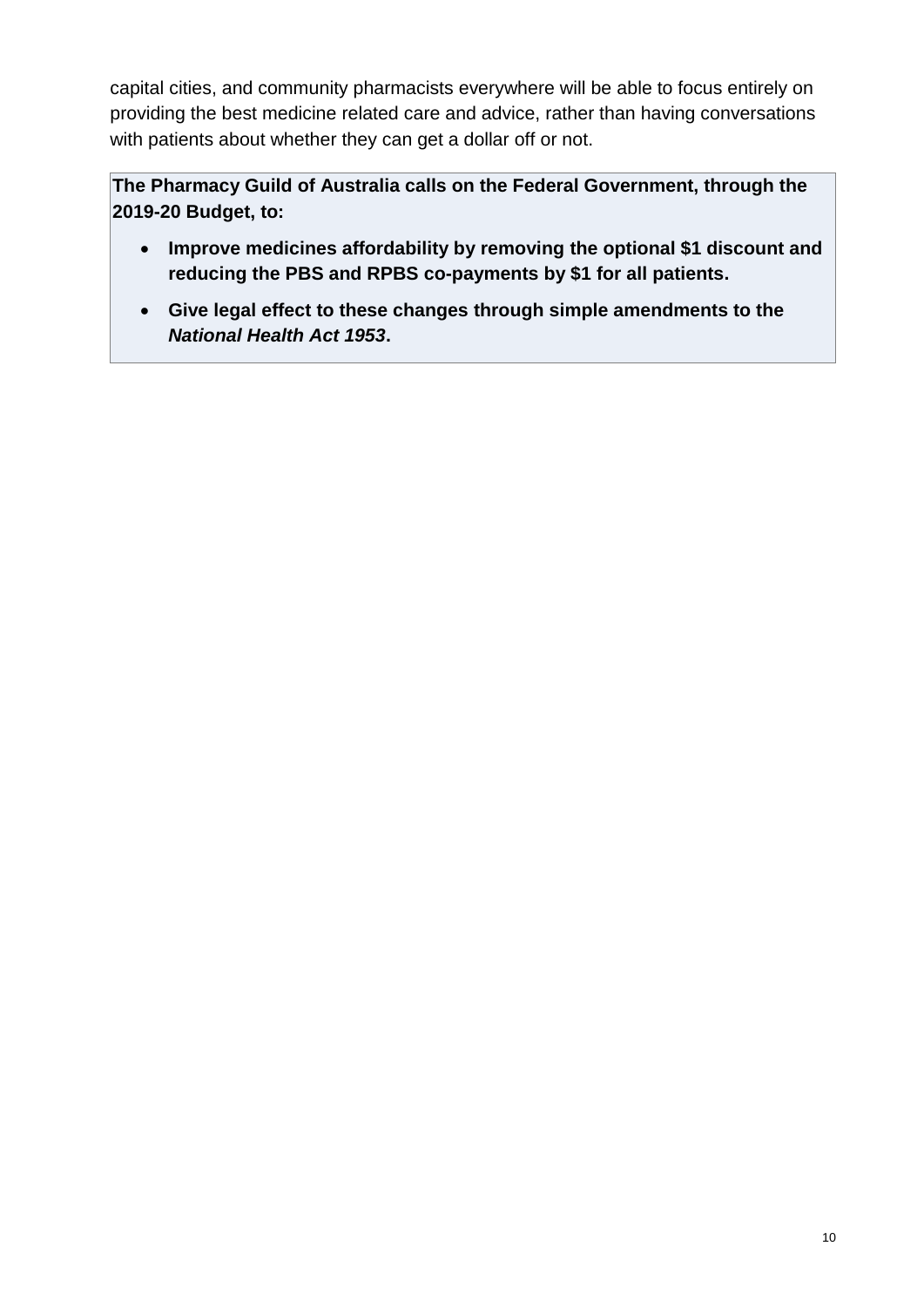capital cities, and community pharmacists everywhere will be able to focus entirely on providing the best medicine related care and advice, rather than having conversations with patients about whether they can get a dollar off or not.

**The Pharmacy Guild of Australia calls on the Federal Government, through the 2019-20 Budget, to:**

- **Improve medicines affordability by removing the optional $1 discount and reducing the PBS and RPBS co-payments by $1 for all patients.**
- **Give legal effect to these changes through simple amendments to the *National Health Act 1953*.**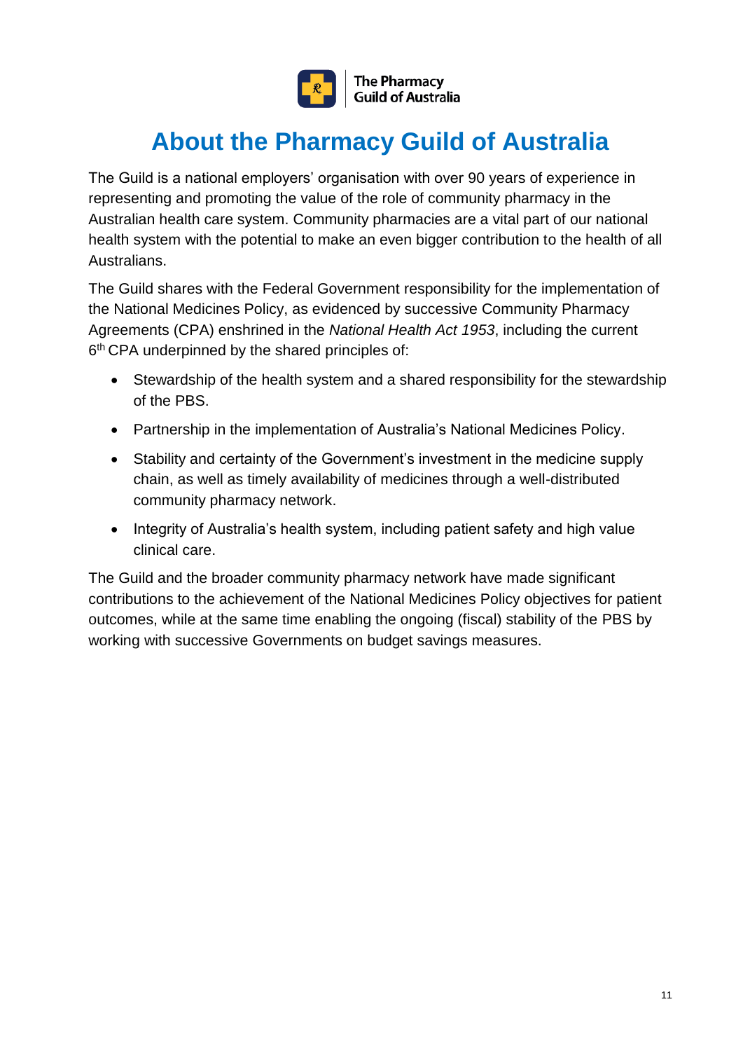# About the Pharmacy Guild of Australia

The Guild is a national employers' organisation with over 90 years of experience in representing and promoting the value of the role of community pharmacy in the Australian health care system. Community pharmacies are a vital part of our national health system with the potential to make an even bigger contribution to the health of all Australians.

The Guild shares with the Federal Government responsibility for the implementation of the National Medicines Policy, as evidenced by successive Community Pharmacy Agreements (CPA) enshrined in the *National Health Act 1953*, including the current 6th CPA underpinned by the shared principles of:

- Stewardship of the health system and a shared responsibility for the stewardship of the PBS.
- Partnership in the implementation of Australia's National Medicines Policy.
- Stability and certainty of the Government's investment in the medicine supply chain, as well as timely availability of medicines through a well-distributed community pharmacy network.
- Integrity of Australia's health system, including patient safety and high value clinical care.

The Guild and the broader community pharmacy network have made significant contributions to the achievement of the National Medicines Policy objectives for patient outcomes, while at the same time enabling the ongoing (fiscal) stability of the PBS by working with successive Governments on budget savings measures.